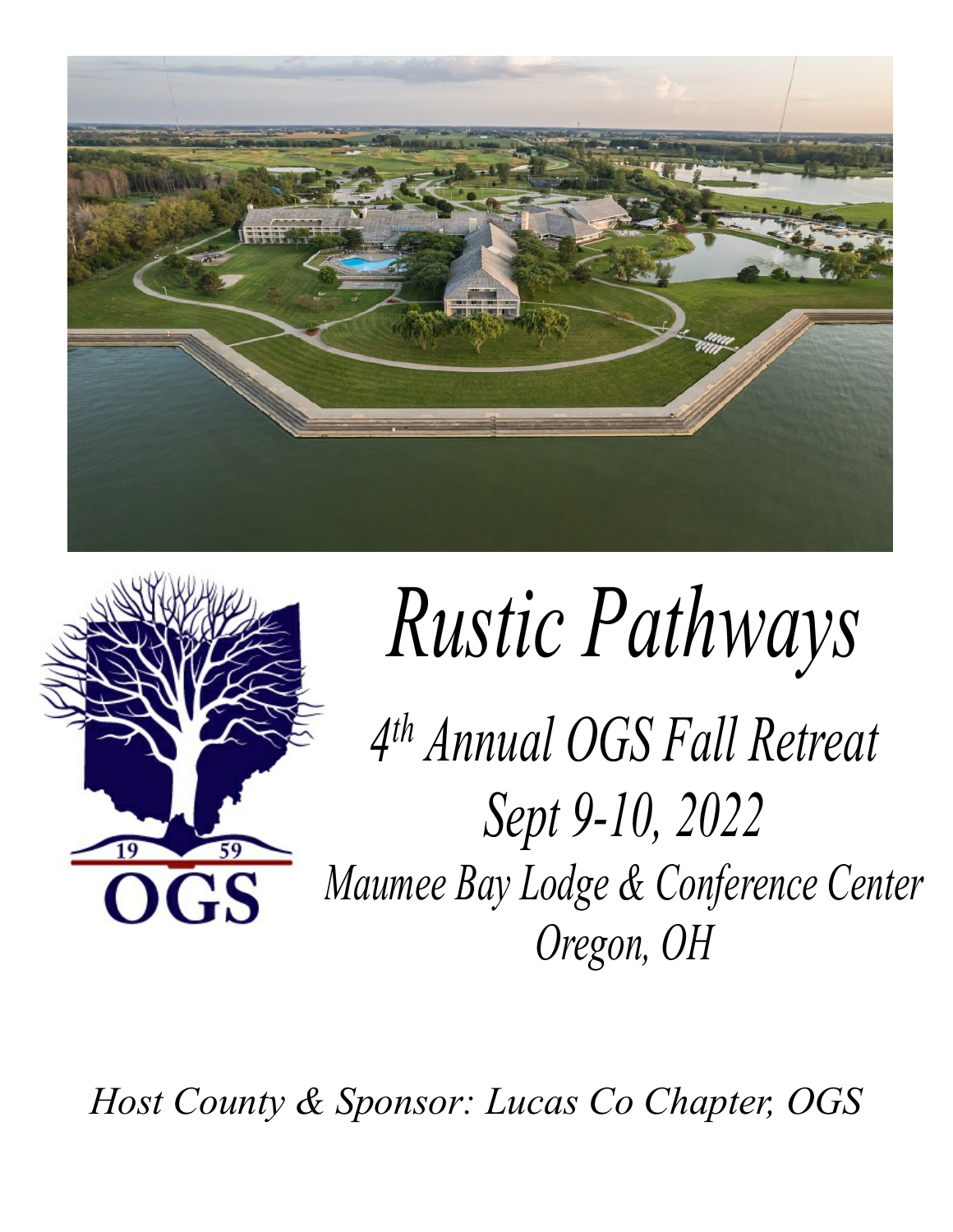# *Rustic Pathways*

## *4th Annual OGS Fall Retreat*

## *Sept 9-10, 2022*

### *Maumee Bay Lodge & Conference Center*

### *Oregon, OH*

*Host County & Sponsor: Lucas Co Chapter, OGS*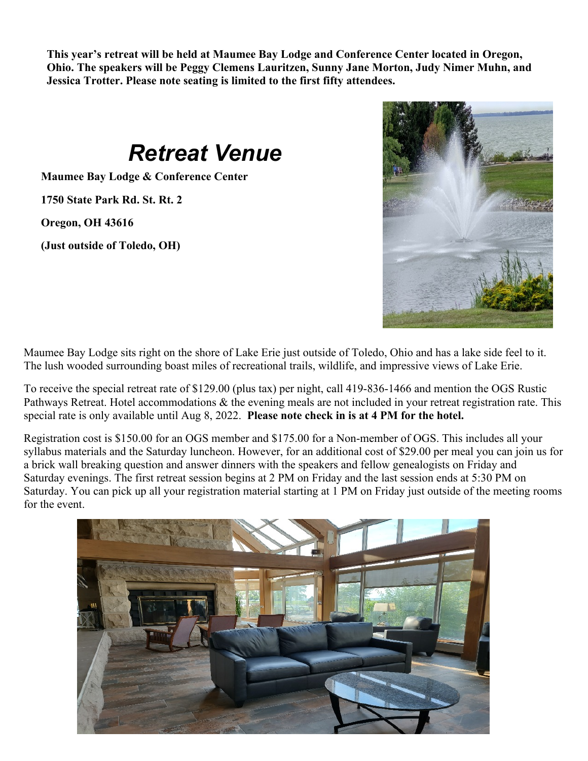**This year's retreat will be held at Maumee Bay Lodge and Conference Center located in Oregon, Ohio. The speakers will be Peggy Clemens Lauritzen, Sunny Jane Morton, Judy Nimer Muhn, and Jessica Trotter. Please note seating is limited to the first fifty attendees.**

# *Retreat Venue*

**Maumee Bay Lodge & Conference Center**

**1750 State Park Rd. St. Rt. 2**

**Oregon, OH 43616**

**(Just outside of Toledo, OH)**

Maumee Bay Lodge sits right on the shore of Lake Erie just outside of Toledo, Ohio and has a lake side feel to it. The lush wooded surrounding boast miles of recreational trails, wildlife, and impressive views of Lake Erie.

To receive the special retreat rate of $129.00 (plus tax) per night, call 419-836-1466 and mention the OGS Rustic Pathways Retreat. Hotel accommodations & the evening meals are not included in your retreat registration rate. This special rate is only available until Aug 8, 2022. **Please note check in is at 4 PM for the hotel.**

Registration cost is $150.00 for an OGS member and $175.00 for a Non-member of OGS. This includes all your syllabus materials and the Saturday luncheon. However, for an additional cost of $29.00 per meal you can join us for a brick wall breaking question and answer dinners with the speakers and fellow genealogists on Friday and Saturday evenings. The first retreat session begins at 2 PM on Friday and the last session ends at 5:30 PM on Saturday. You can pick up all your registration material starting at 1 PM on Friday just outside of the meeting rooms for the event.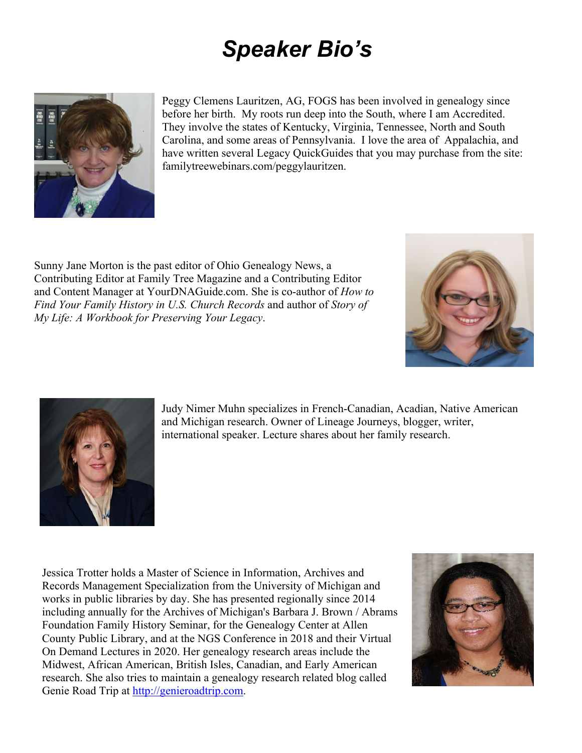# *Speaker Bio's*

Peggy Clemens Lauritzen, AG, FOGS has been involved in genealogy since before her birth. My roots run deep into the South, where I am Accredited. They involve the states of Kentucky, Virginia, Tennessee, North and South Carolina, and some areas of Pennsylvania. I love the area of Appalachia, and have written several Legacy QuickGuides that you may purchase from the site: familytreewebinars.com/peggylauritzen.

Sunny Jane Morton is the past editor of Ohio Genealogy News, a Contributing Editor at Family Tree Magazine and a Contributing Editor and Content Manager at YourDNAGuide.com. She is co-author of *How to Find Your Family History in U.S. Church Records* and author of *Story of My Life: A Workbook for Preserving Your Legacy*.

Judy Nimer Muhn specializes in French-Canadian, Acadian, Native American and Michigan research. Owner of Lineage Journeys, blogger, writer, international speaker. Lecture shares about her family research.

Jessica Trotter holds a Master of Science in Information, Archives and Records Management Specialization from the University of Michigan and works in public libraries by day. She has presented regionally since 2014 including annually for the Archives of Michigan's Barbara J. Brown / Abrams Foundation Family History Seminar, for the Genealogy Center at Allen County Public Library, and at the NGS Conference in 2018 and their Virtual On Demand Lectures in 2020. Her genealogy research areas include the Midwest, African American, British Isles, Canadian, and Early American research. She also tries to maintain a genealogy research related blog called Genie Road Trip at [http://genieroadtrip.com](http://genieroadtrip.com).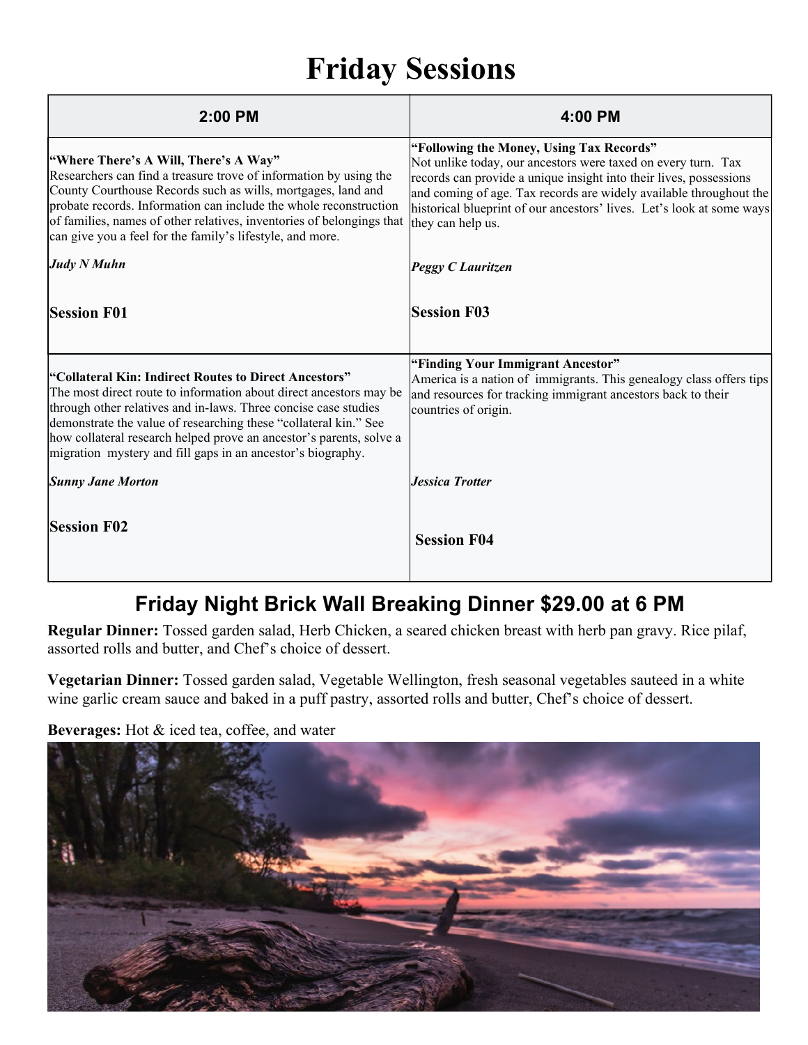# Friday Sessions

| 2:00 PM | 4:00 PM |
|---|---|
| **"Where There's A Will, There's A Way"** Researchers can find a treasure trove of information by using the County Courthouse Records such as wills, mortgages, land and probate records. Information can include the whole reconstruction of families, names of other relatives, inventories of belongings that can give you a feel for the family's lifestyle, and more. ***Judy N Muhn*** **Session F01** | **"Following the Money, Using Tax Records"** Not unlike today, our ancestors were taxed on every turn. Tax records can provide a unique insight into their lives, possessions and coming of age. Tax records are widely available throughout the historical blueprint of our ancestors' lives. Let's look at some ways they can help us. ***Peggy C Lauritzen*** **Session F03** |
| **"Collateral Kin: Indirect Routes to Direct Ancestors"** The most direct route to information about direct ancestors may be through other relatives and in-laws. Three concise case studies demonstrate the value of researching these "collateral kin." See how collateral research helped prove an ancestor's parents, solve a migration mystery and fill gaps in an ancestor's biography. ***Sunny Jane Morton*** **Session F02** | **"Finding Your Immigrant Ancestor"** America is a nation of immigrants. This genealogy class offers tips and resources for tracking immigrant ancestors back to their countries of origin. ***Jessica Trotter*** **Session F04** |

## Friday Night Brick Wall Breaking Dinner $29.00 at 6 PM

**Regular Dinner:** Tossed garden salad, Herb Chicken, a seared chicken breast with herb pan gravy. Rice pilaf, assorted rolls and butter, and Chef's choice of dessert.

**Vegetarian Dinner:** Tossed garden salad, Vegetable Wellington, fresh seasonal vegetables sauteed in a white wine garlic cream sauce and baked in a puff pastry, assorted rolls and butter, Chef's choice of dessert.

**Beverages:** Hot & iced tea, coffee, and water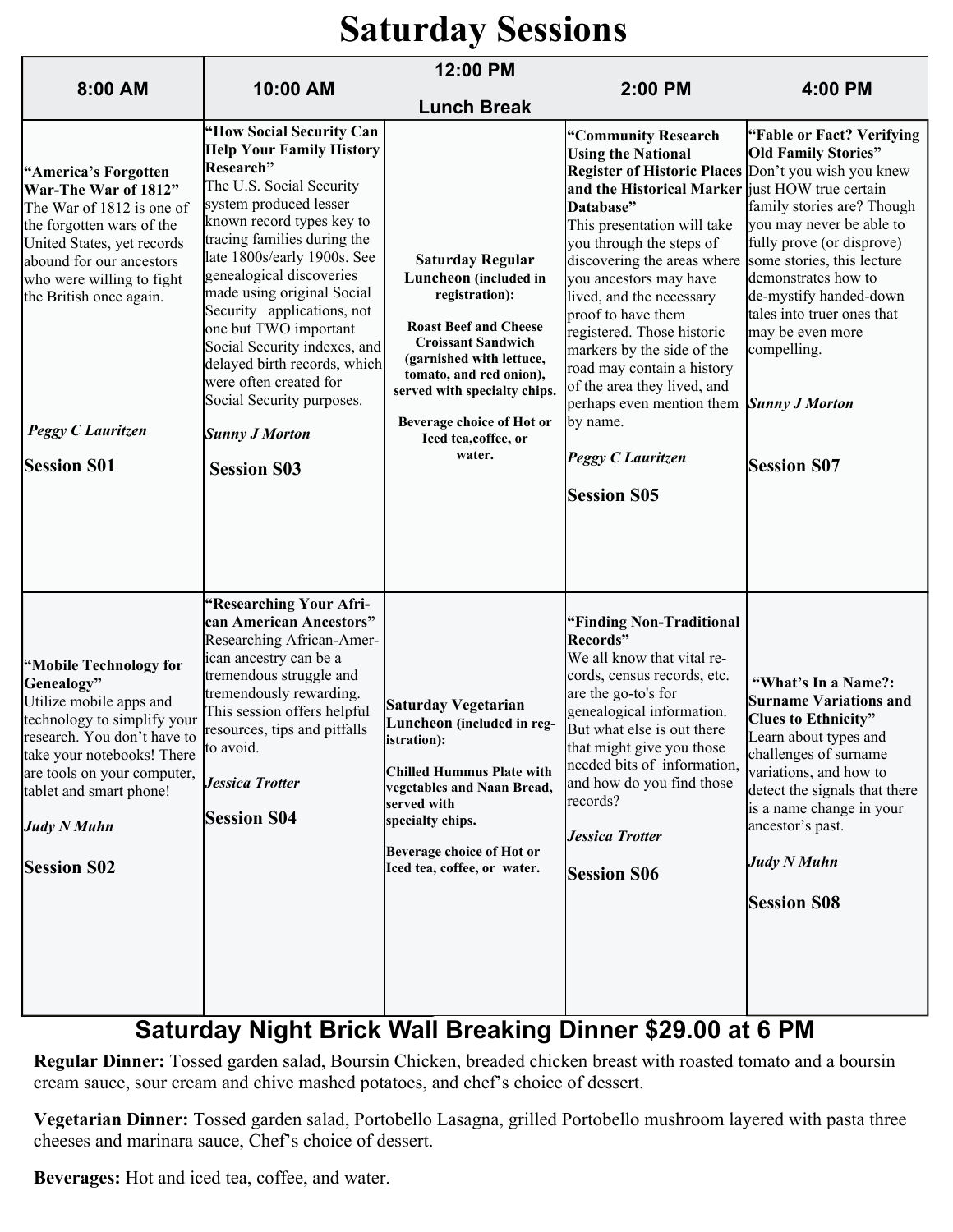# Saturday Sessions

| 8:00 AM | 10:00 AM | 12:00 PM Lunch Break | 2:00 PM | 4:00 PM |
|---|---|---|---|---|
| **"America's Forgotten War-The War of 1812"** The War of 1812 is one of the forgotten wars of the United States, yet records abound for our ancestors who were willing to fight the British once again. ***Peggy C Lauritzen*** **Session S01** | **"How Social Security Can Help Your Family History Research"** The U.S. Social Security system produced lesser known record types key to tracing families during the late 1800s/early 1900s. See genealogical discoveries made using original Social Security applications, not one but TWO important Social Security indexes, and delayed birth records, which were often created for Social Security purposes. ***Sunny J Morton*** **Session S03** | **Saturday Regular Luncheon (included in registration):** **Roast Beef and Cheese Croissant Sandwich (garnished with lettuce, tomato, and red onion), served with specialty chips.** **Beverage choice of Hot or Iced tea,coffee, or water.** | **"Community Research Using the National Register of Historic Places and the Historical Marker Database"** This presentation will take you through the steps of discovering the areas where you ancestors may have lived, and the necessary proof to have them registered. Those historic markers by the side of the road may contain a history of the area they lived, and perhaps even mention them by name. ***Peggy C Lauritzen*** **Session S05** | **"Fable or Fact? Verifying Old Family Stories"** Don't you wish you knew just HOW true certain family stories are? Though you may never be able to fully prove (or disprove) some stories, this lecture demonstrates how to de-mystify handed-down tales into truer ones that may be even more compelling. ***Sunny J Morton*** **Session S07** |
| **"Mobile Technology for Genealogy"** Utilize mobile apps and technology to simplify your research. You don't have to take your notebooks! There are tools on your computer, tablet and smart phone! ***Judy N Muhn*** **Session S02** | **"Researching Your African American Ancestors"** Researching African-American ancestry can be a tremendous struggle and tremendously rewarding. This session offers helpful resources, tips and pitfalls to avoid. ***Jessica Trotter*** **Session S04** | **Saturday Vegetarian Luncheon (included in registration):** **Chilled Hummus Plate with vegetables and Naan Bread, served with specialty chips.** **Beverage choice of Hot or Iced tea, coffee, or water.** | **"Finding Non-Traditional Records"** We all know that vital records, census records, etc. are the go-to's for genealogical information. But what else is out there that might give you those needed bits of information, and how do you find those records? ***Jessica Trotter*** **Session S06** | **"What's In a Name?: Surname Variations and Clues to Ethnicity"** Learn about types and challenges of surname variations, and how to detect the signals that there is a name change in your ancestor's past. ***Judy N Muhn*** **Session S08** |

## Saturday Night Brick Wall Breaking Dinner $29.00 at 6 PM

**Regular Dinner:** Tossed garden salad, Boursin Chicken, breaded chicken breast with roasted tomato and a boursin cream sauce, sour cream and chive mashed potatoes, and chef's choice of dessert.

**Vegetarian Dinner:** Tossed garden salad, Portobello Lasagna, grilled Portobello mushroom layered with pasta three cheeses and marinara sauce, Chef's choice of dessert.

**Beverages:** Hot and iced tea, coffee, and water.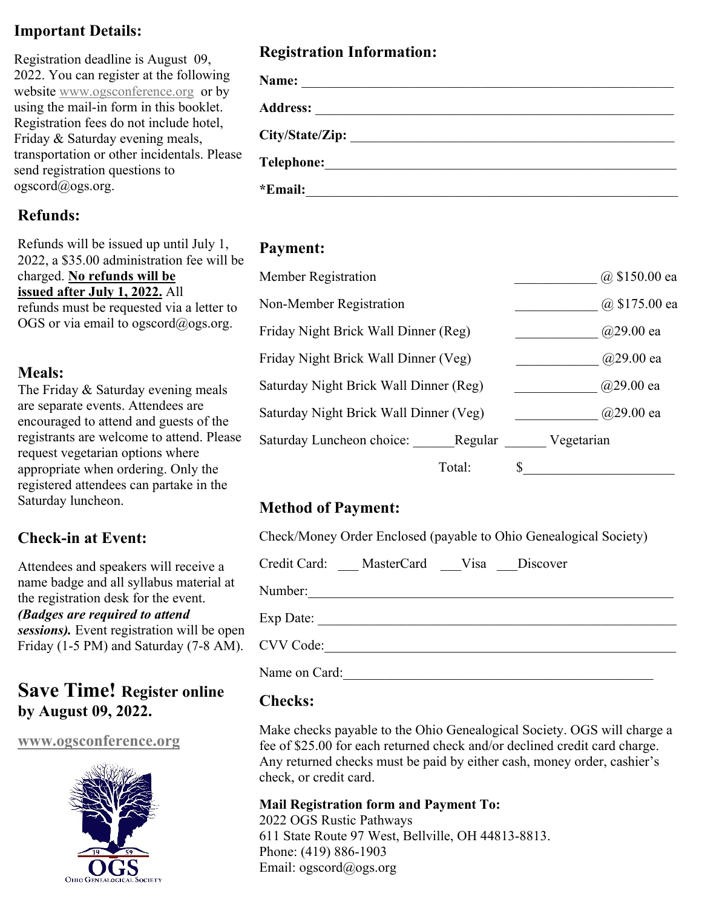## Important Details:

Registration deadline is August 09, 2022. You can register at the following website www.ogsconference.org or by using the mail-in form in this booklet. Registration fees do not include hotel, Friday & Saturday evening meals, transportation or other incidentals. Please send registration questions to ogscord@ogs.org.

## Refunds:

Refunds will be issued up until July 1, 2022, a $35.00 administration fee will be charged. **No refunds will be issued after July 1, 2022.** All refunds must be requested via a letter to OGS or via email to ogscord@ogs.org.

## Meals:

The Friday & Saturday evening meals are separate events. Attendees are encouraged to attend and guests of the registrants are welcome to attend. Please request vegetarian options where appropriate when ordering. Only the registered attendees can partake in the Saturday luncheon.

## Check-in at Event:

Attendees and speakers will receive a name badge and all syllabus material at the registration desk for the event. ***(Badges are required to attend sessions).*** Event registration will be open Friday (1-5 PM) and Saturday (7-8 AM).

## Save Time! Register online by August 09, 2022.

**www.ogsconference.org**

1959 OGS Ohio Genealogical Society

## Registration Information:

**Name:** ____________________

**Address:** ____________________

**City/State/Zip:** ____________________

**Telephone:** ____________________

***Email:** ____________________

## Payment:

| | | |
|---|---|---|
| Member Registration | ____________ | @ $150.00 ea |
| Non-Member Registration | ____________ | @ $175.00 ea |
| Friday Night Brick Wall Dinner (Reg) | ____________ | @29.00 ea |
| Friday Night Brick Wall Dinner (Veg) | ____________ | @29.00 ea |
| Saturday Night Brick Wall Dinner (Reg) | ____________ | @29.00 ea |
| Saturday Night Brick Wall Dinner (Veg) | ____________ | @29.00 ea |

Saturday Luncheon choice: ______Regular ______ Vegetarian

Total: $____________________

## Method of Payment:

Check/Money Order Enclosed (payable to Ohio Genealogical Society)

Credit Card: ___ MasterCard ___Visa ___Discover

Number: ____________________

Exp Date: ____________________

CVV Code: ____________________

Name on Card: ____________________

## Checks:

Make checks payable to the Ohio Genealogical Society. OGS will charge a fee of $25.00 for each returned check and/or declined credit card charge. Any returned checks must be paid by either cash, money order, cashier's check, or credit card.

**Mail Registration form and Payment To:**
2022 OGS Rustic Pathways
611 State Route 97 West, Bellville, OH 44813-8813.
Phone: (419) 886-1903
Email: ogscord@ogs.org